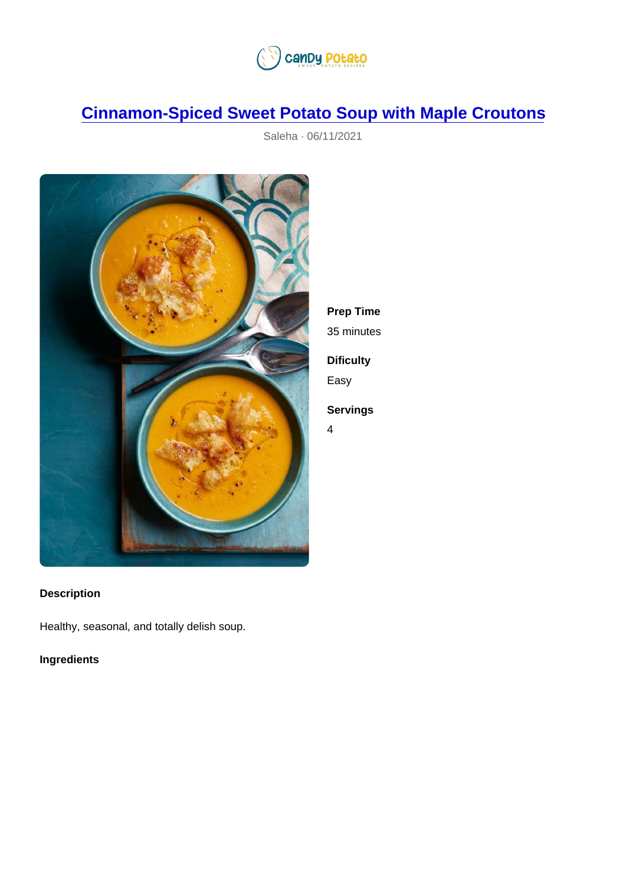# Cinnamon-Spiced Sweet Potato Soup with Maple Croutons

Saleha · 06/11/2021

**Prep Time**

35 minutes

**Dificulty**

Easy

**Servings**

4

**Description**

Healthy, seasonal, and totally delish soup.

**Ingredients**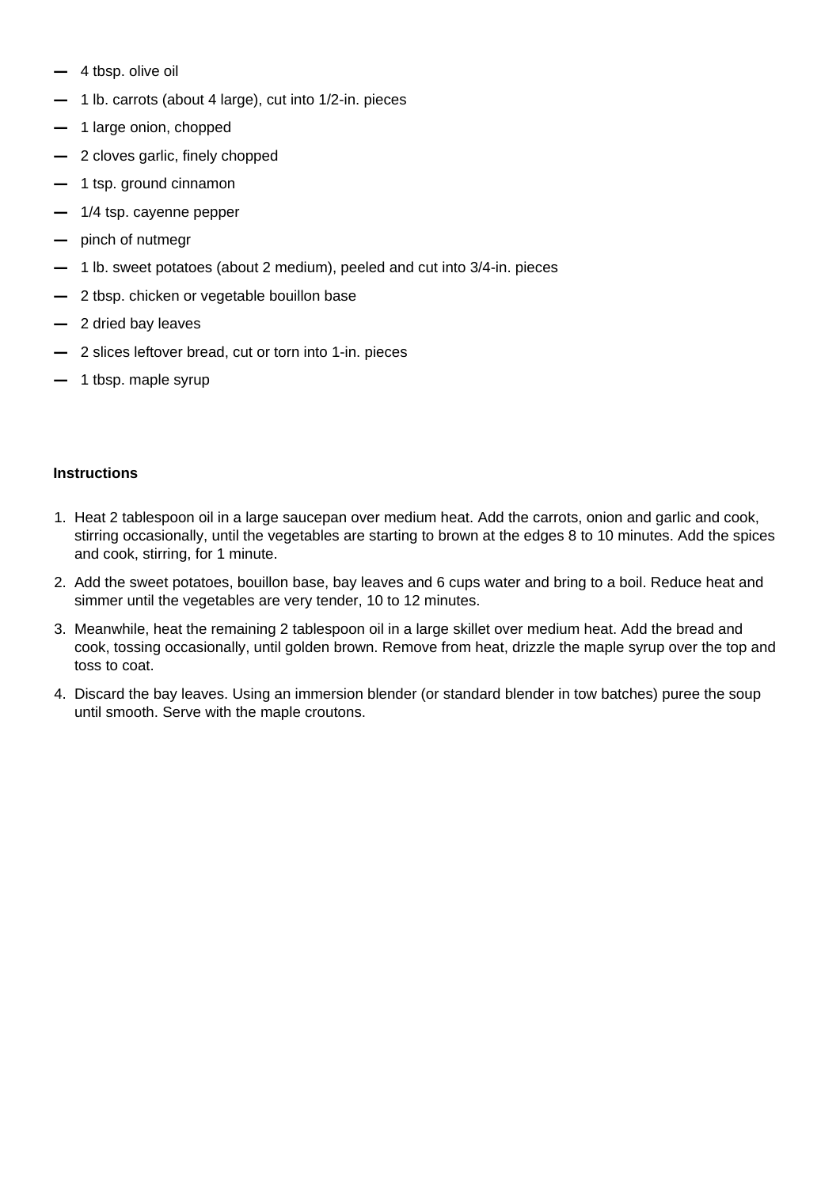- 4 tbsp. olive oil
- 1 lb. carrots (about 4 large), cut into 1/2-in. pieces
- 1 large onion, chopped
- 2 cloves garlic, finely chopped
- 1 tsp. ground cinnamon
- 1/4 tsp. cayenne pepper
- pinch of nutmegr
- 1 lb. sweet potatoes (about 2 medium), peeled and cut into 3/4-in. pieces
- 2 tbsp. chicken or vegetable bouillon base
- 2 dried bay leaves
- 2 slices leftover bread, cut or torn into 1-in. pieces
- 1 tbsp. maple syrup

**Instructions**

1. Heat 2 tablespoon oil in a large saucepan over medium heat. Add the carrots, onion and garlic and cook, stirring occasionally, until the vegetables are starting to brown at the edges 8 to 10 minutes. Add the spices and cook, stirring, for 1 minute.
2. Add the sweet potatoes, bouillon base, bay leaves and 6 cups water and bring to a boil. Reduce heat and simmer until the vegetables are very tender, 10 to 12 minutes.
3. Meanwhile, heat the remaining 2 tablespoon oil in a large skillet over medium heat. Add the bread and cook, tossing occasionally, until golden brown. Remove from heat, drizzle the maple syrup over the top and toss to coat.
4. Discard the bay leaves. Using an immersion blender (or standard blender in tow batches) puree the soup until smooth. Serve with the maple croutons.